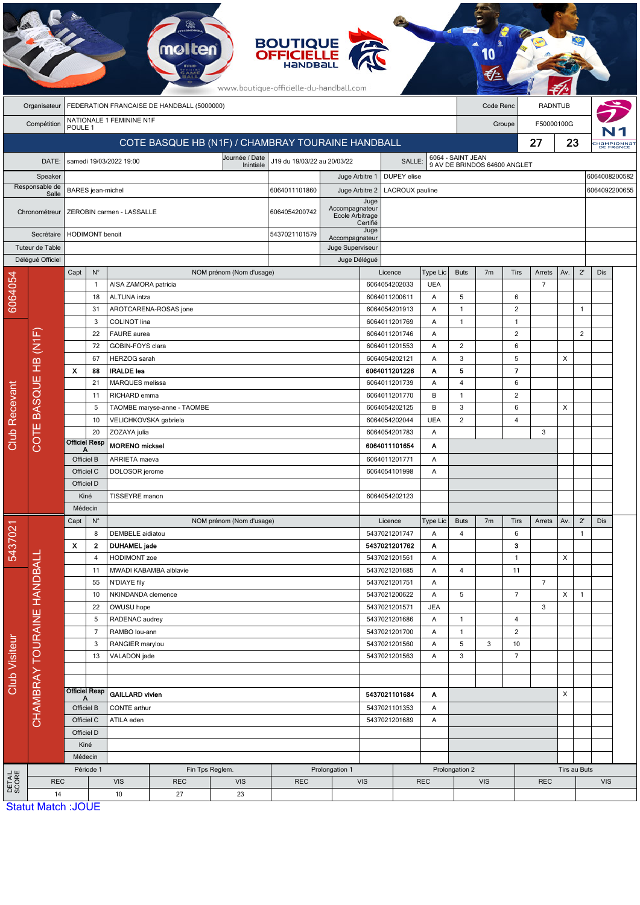BOUTIQUE OFFICIELLE HANDBALL

www.boutique-officielle-du-handball.com

| | | | |
|---|---|---|---|
| Organisateur | FEDERATION FRANCAISE DE HANDBALL (5000000) | Code Renc | RADNTUB |
| Compétition | NATIONALE 1 FEMININE N1F POULE 1 | Groupe | F50000100G |

## COTE BASQUE HB (N1F) / CHAMBRAY TOURAINE HANDBALL — 27 / 23

| | | | | | |
|---|---|---|---|---|---|
| DATE: | samedi 19/03/2022 19:00 | Journée / Date Initiale | J19 du 19/03/22 au 20/03/22 | SALLE: | 6064 - SAINT JEAN 9 AV DE BRINDOS 64600 ANGLET |

| | | | | | |
|---|---|---|---|---|---|
| Speaker | | | Juge Arbitre 1 | DUPEY elise | 6064008200582 |
| Responsable de Salle | BARES jean-michel | 6064011101860 | Juge Arbitre 2 | LACROUX pauline | 6064092200655 |
| Chronométreur | ZEROBIN carmen - LASSALLE | 6064054200742 | Juge Accompagnateur Ecole Arbitrage Certifié | | |
| Secrétaire | HODIMONT benoit | 5437021101579 | Juge Accompagnateur | | |
| Tuteur de Table | | | Juge Superviseur | | |
| Délégué Officiel | | | Juge Délégué | | |

### Club Recevant — 6064054 — COTE BASQUE HB (N1F)

| Capt | N° | NOM prénom (Nom d'usage) | Licence | Type Lic | Buts | 7m | Tirs | Arrets | Av. | 2' | Dis |
|---|---|---|---|---|---|---|---|---|---|---|---|
| | 1 | AISA ZAMORA patricia | 6064054202033 | UEA | | | | 7 | | | |
| | 18 | ALTUNA intza | 6064011200611 | A | 5 | | 6 | | | | |
| | 31 | AROTCARENA-ROSAS jone | 6064054201913 | A | 1 | | 2 | | | 1 | |
| | 3 | COLINOT lina | 6064011201769 | A | 1 | | 1 | | | | |
| | 22 | FAURE aurea | 6064011201746 | A | | | 2 | | | 2 | |
| | 72 | GOBIN-FOYS clara | 6064011201553 | A | 2 | | 6 | | | | |
| | 67 | HERZOG sarah | 6064054202121 | A | 3 | | 5 | | X | | |
| X | 88 | **IRALDE lea** | **6064011201226** | **A** | **5** | | **7** | | | | |
| | 21 | MARQUES melissa | 6064011201739 | A | 4 | | 6 | | | | |
| | 11 | RICHARD emma | 6064011201770 | B | 1 | | 2 | | | | |
| | 5 | TAOMBE maryse-anne - TAOMBE | 6064054202125 | B | 3 | | 6 | | X | | |
| | 10 | VELICHKOVSKA gabriela | 6064054202044 | UEA | 2 | | 4 | | | | |
| | 20 | ZOZAYA julia | 6064054201783 | A | | | | 3 | | | |
| Officiel Resp A | | **MORENO mickael** | **6064011101654** | **A** | | | | | | | |
| Officiel B | | ARRIETA maeva | 6064011201771 | A | | | | | | | |
| Officiel C | | DOLOSOR jerome | 6064054101998 | A | | | | | | | |
| Officiel D | | | | | | | | | | | |
| Kiné | | TISSEYRE manon | 6064054202123 | | | | | | | | |
| Médecin | | | | | | | | | | | |

### Club Visiteur — 5437021 — CHAMBRAY TOURAINE HANDBALL

| Capt | N° | NOM prénom (Nom d'usage) | Licence | Type Lic | Buts | 7m | Tirs | Arrets | Av. | 2' | Dis |
|---|---|---|---|---|---|---|---|---|---|---|---|
| | 8 | DEMBELE aidiatou | 5437021201747 | A | 4 | | 6 | | | 1 | |
| X | 2 | **DUHAMEL jade** | **5437021201762** | **A** | | | **3** | | | | |
| | 4 | HODIMONT zoe | 5437021201561 | A | | | 1 | | X | | |
| | 11 | MWADI KABAMBA alblavie | 5437021201685 | A | 4 | | 11 | | | | |
| | 55 | N'DIAYE fily | 5437021201751 | A | | | | 7 | | | |
| | 10 | NKINDANDA clemence | 5437021200622 | A | 5 | | 7 | | X | 1 | |
| | 22 | OWUSU hope | 5437021201571 | JEA | | | | 3 | | | |
| | 5 | RADENAC audrey | 5437021201686 | A | 1 | | 4 | | | | |
| | 7 | RAMBO lou-ann | 5437021201700 | A | 1 | | 2 | | | | |
| | 3 | RANGIER marylou | 5437021201560 | A | 5 | 3 | 10 | | | | |
| | 13 | VALADON jade | 5437021201563 | A | 3 | | 7 | | | | |
| Officiel Resp A | | **GAILLARD vivien** | **5437021101684** | **A** | | | | | X | | |
| Officiel B | | CONTE arthur | 5437021101353 | A | | | | | | | |
| Officiel C | | ATILA eden | 5437021201689 | A | | | | | | | |
| Officiel D | | | | | | | | | | | |
| Kiné | | | | | | | | | | | |
| Médecin | | | | | | | | | | | |

### DETAIL SCORE

| Période 1 | | Fin Tps Reglem. | | Prolongation 1 | | Prolongation 2 | | Tirs au Buts | |
|---|---|---|---|---|---|---|---|---|---|
| REC | VIS | REC | VIS | REC | VIS | REC | VIS | REC | VIS |
| 14 | 10 | 27 | 23 | | | | | | |

Statut Match :JOUE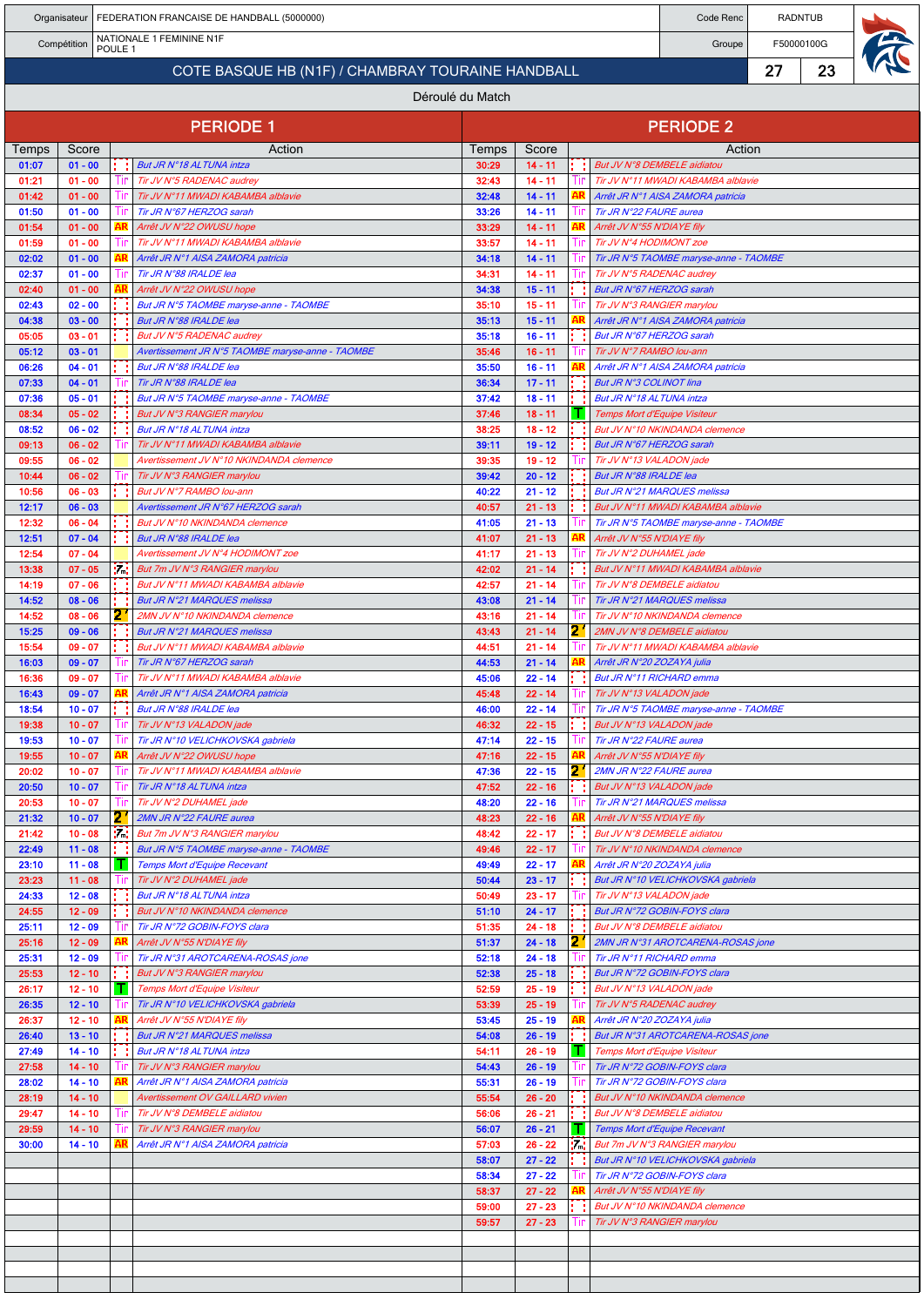| Organisateur | FEDERATION FRANCAISE DE HANDBALL (5000000) | Code Renc | RADNTUB |
|---|---|---|---|
| Compétition | NATIONALE 1 FEMININE N1F POULE 1 | Groupe | F50000100G |

## COTE BASQUE HB (N1F) / CHAMBRAY TOURAINE HANDBALL — 27 / 23

### Déroulé du Match

| PERIODE 1 | | | | PERIODE 2 | | | |
|---|---|---|---|---|---|---|---|
| Temps | Score | | Action | Temps | Score | | Action |
| 01:07 | 01 - 00 | | But JR N°18 ALTUNA intza | 30:29 | 14 - 11 | | But JV N°8 DEMBELE aidiatou |
| 01:21 | 01 - 00 | Tir | Tir JV N°5 RADENAC audrey | 32:43 | 14 - 11 | Tir | Tir JV N°11 MWADI KABAMBA alblavie |
| 01:42 | 01 - 00 | Tir | Tir JV N°11 MWADI KABAMBA alblavie | 32:48 | 14 - 11 | AR | Arrêt JR N°1 AISA ZAMORA patricia |
| 01:50 | 01 - 00 | Tir | Tir JR N°67 HERZOG sarah | 33:26 | 14 - 11 | Tir | Tir JR N°22 FAURE aurea |
| 01:54 | 01 - 00 | AR | Arrêt JV N°22 OWUSU hope | 33:29 | 14 - 11 | AR | Arrêt JV N°55 N'DIAYE fily |
| 01:59 | 01 - 00 | Tir | Tir JV N°11 MWADI KABAMBA alblavie | 33:57 | 14 - 11 | Tir | Tir JV N°4 HODIMONT zoe |
| 02:02 | 01 - 00 | AR | Arrêt JR N°1 AISA ZAMORA patricia | 34:18 | 14 - 11 | Tir | Tir JR N°5 TAOMBE maryse-anne - TAOMBE |
| 02:37 | 01 - 00 | Tir | Tir JR N°88 IRALDE lea | 34:31 | 14 - 11 | Tir | Tir JV N°5 RADENAC audrey |
| 02:40 | 01 - 00 | AR | Arrêt JV N°22 OWUSU hope | 34:38 | 15 - 11 | | But JR N°67 HERZOG sarah |
| 02:43 | 02 - 00 | | But JR N°5 TAOMBE maryse-anne - TAOMBE | 35:10 | 15 - 11 | Tir | Tir JV N°3 RANGIER marylou |
| 04:38 | 03 - 00 | | But JR N°88 IRALDE lea | 35:13 | 15 - 11 | AR | Arrêt JR N°1 AISA ZAMORA patricia |
| 05:05 | 03 - 01 | | But JV N°5 RADENAC audrey | 35:18 | 16 - 11 | | But JR N°67 HERZOG sarah |
| 05:12 | 03 - 01 | | Avertissement JR N°5 TAOMBE maryse-anne - TAOMBE | 35:46 | 16 - 11 | Tir | Tir JV N°7 RAMBO lou-ann |
| 06:26 | 04 - 01 | | But JR N°88 IRALDE lea | 35:50 | 16 - 11 | AR | Arrêt JR N°1 AISA ZAMORA patricia |
| 07:33 | 04 - 01 | Tir | Tir JR N°88 IRALDE lea | 36:34 | 17 - 11 | | But JR N°3 COLINOT lina |
| 07:36 | 05 - 01 | | But JR N°5 TAOMBE maryse-anne - TAOMBE | 37:42 | 18 - 11 | | But JR N°18 ALTUNA intza |
| 08:34 | 05 - 02 | | But JV N°3 RANGIER marylou | 37:46 | 18 - 11 | T | Temps Mort d'Equipe Visiteur |
| 08:52 | 06 - 02 | | But JR N°18 ALTUNA intza | 38:25 | 18 - 12 | | But JV N°10 NKINDANDA clemence |
| 09:13 | 06 - 02 | Tir | Tir JV N°11 MWADI KABAMBA alblavie | 39:11 | 19 - 12 | | But JR N°67 HERZOG sarah |
| 09:55 | 06 - 02 | | Avertissement JV N°10 NKINDANDA clemence | 39:35 | 19 - 12 | Tir | Tir JV N°13 VALADON jade |
| 10:44 | 06 - 02 | Tir | Tir JV N°3 RANGIER marylou | 39:42 | 20 - 12 | | But JR N°88 IRALDE lea |
| 10:56 | 06 - 03 | | But JV N°7 RAMBO lou-ann | 40:22 | 21 - 12 | | But JR N°21 MARQUES melissa |
| 12:17 | 06 - 03 | | Avertissement JR N°67 HERZOG sarah | 40:57 | 21 - 13 | | But JV N°11 MWADI KABAMBA alblavie |
| 12:32 | 06 - 04 | | But JV N°10 NKINDANDA clemence | 41:05 | 21 - 13 | Tir | Tir JR N°5 TAOMBE maryse-anne - TAOMBE |
| 12:51 | 07 - 04 | | But JR N°88 IRALDE lea | 41:07 | 21 - 13 | AR | Arrêt JV N°55 N'DIAYE fily |
| 12:54 | 07 - 04 | | Avertissement JV N°4 HODIMONT zoe | 41:17 | 21 - 13 | Tir | Tir JV N°2 DUHAMEL jade |
| 13:38 | 07 - 05 | 7m | But 7m JV N°3 RANGIER marylou | 42:02 | 21 - 14 | | But JV N°11 MWADI KABAMBA alblavie |
| 14:19 | 07 - 06 | | But JV N°11 MWADI KABAMBA alblavie | 42:57 | 21 - 14 | Tir | Tir JV N°8 DEMBELE aidiatou |
| 14:52 | 08 - 06 | | But JR N°21 MARQUES melissa | 43:08 | 21 - 14 | Tir | Tir JR N°21 MARQUES melissa |
| 14:52 | 08 - 06 | 2' | 2MN JV N°10 NKINDANDA clemence | 43:16 | 21 - 14 | Tir | Tir JV N°10 NKINDANDA clemence |
| 15:25 | 09 - 06 | | But JR N°21 MARQUES melissa | 43:43 | 21 - 14 | 2' | 2MN JV N°8 DEMBELE aidiatou |
| 15:54 | 09 - 07 | | But JV N°11 MWADI KABAMBA alblavie | 44:51 | 21 - 14 | Tir | Tir JV N°11 MWADI KABAMBA alblavie |
| 16:03 | 09 - 07 | Tir | Tir JR N°67 HERZOG sarah | 44:53 | 21 - 14 | AR | Arrêt JR N°20 ZOZAYA julia |
| 16:36 | 09 - 07 | Tir | Tir JV N°11 MWADI KABAMBA alblavie | 45:06 | 22 - 14 | | But JR N°11 RICHARD emma |
| 16:43 | 09 - 07 | AR | Arrêt JR N°1 AISA ZAMORA patricia | 45:48 | 22 - 14 | Tir | Tir JV N°13 VALADON jade |
| 18:54 | 10 - 07 | | But JR N°88 IRALDE lea | 46:00 | 22 - 14 | Tir | Tir JR N°5 TAOMBE maryse-anne - TAOMBE |
| 19:38 | 10 - 07 | Tir | Tir JV N°13 VALADON jade | 46:32 | 22 - 15 | | But JV N°13 VALADON jade |
| 19:53 | 10 - 07 | Tir | Tir JR N°10 VELICHKOVSKA gabriela | 47:14 | 22 - 15 | Tir | Tir JR N°22 FAURE aurea |
| 19:55 | 10 - 07 | AR | Arrêt JV N°22 OWUSU hope | 47:16 | 22 - 15 | AR | Arrêt JV N°55 N'DIAYE fily |
| 20:02 | 10 - 07 | Tir | Tir JV N°11 MWADI KABAMBA alblavie | 47:36 | 22 - 15 | 2' | 2MN JR N°22 FAURE aurea |
| 20:50 | 10 - 07 | Tir | Tir JR N°18 ALTUNA intza | 47:52 | 22 - 16 | | But JV N°13 VALADON jade |
| 20:53 | 10 - 07 | Tir | Tir JV N°2 DUHAMEL jade | 48:20 | 22 - 16 | Tir | Tir JR N°21 MARQUES melissa |
| 21:32 | 10 - 07 | 2' | 2MN JR N°22 FAURE aurea | 48:23 | 22 - 16 | AR | Arrêt JV N°55 N'DIAYE fily |
| 21:42 | 10 - 08 | 7m | But 7m JV N°3 RANGIER marylou | 48:42 | 22 - 17 | | But JV N°8 DEMBELE aidiatou |
| 22:49 | 11 - 08 | | But JR N°5 TAOMBE maryse-anne - TAOMBE | 49:46 | 22 - 17 | Tir | Tir JV N°10 NKINDANDA clemence |
| 23:10 | 11 - 08 | T | Temps Mort d'Equipe Recevant | 49:49 | 22 - 17 | AR | Arrêt JR N°20 ZOZAYA julia |
| 23:23 | 11 - 08 | Tir | Tir JV N°2 DUHAMEL jade | 50:44 | 23 - 17 | | But JR N°10 VELICHKOVSKA gabriela |
| 24:33 | 12 - 08 | | But JR N°18 ALTUNA intza | 50:49 | 23 - 17 | Tir | Tir JV N°13 VALADON jade |
| 24:55 | 12 - 09 | | But JV N°10 NKINDANDA clemence | 51:10 | 24 - 17 | | But JR N°72 GOBIN-FOYS clara |
| 25:11 | 12 - 09 | Tir | Tir JR N°72 GOBIN-FOYS clara | 51:35 | 24 - 18 | | But JV N°8 DEMBELE aidiatou |
| 25:16 | 12 - 09 | AR | Arrêt JV N°55 N'DIAYE fily | 51:37 | 24 - 18 | 2' | 2MN JR N°31 AROTCARENA-ROSAS jone |
| 25:31 | 12 - 09 | Tir | Tir JR N°31 AROTCARENA-ROSAS jone | 52:18 | 24 - 18 | Tir | Tir JR N°11 RICHARD emma |
| 25:53 | 12 - 10 | | But JV N°3 RANGIER marylou | 52:38 | 25 - 18 | | But JR N°72 GOBIN-FOYS clara |
| 26:17 | 12 - 10 | T | Temps Mort d'Equipe Visiteur | 52:59 | 25 - 19 | | But JV N°13 VALADON jade |
| 26:35 | 12 - 10 | Tir | Tir JR N°10 VELICHKOVSKA gabriela | 53:39 | 25 - 19 | Tir | Tir JV N°5 RADENAC audrey |
| 26:37 | 12 - 10 | AR | Arrêt JV N°55 N'DIAYE fily | 53:45 | 25 - 19 | AR | Arrêt JR N°20 ZOZAYA julia |
| 26:40 | 13 - 10 | | But JR N°21 MARQUES melissa | 54:08 | 26 - 19 | | But JR N°31 AROTCARENA-ROSAS jone |
| 27:49 | 14 - 10 | | But JR N°18 ALTUNA intza | 54:11 | 26 - 19 | T | Temps Mort d'Equipe Visiteur |
| 27:58 | 14 - 10 | Tir | Tir JV N°3 RANGIER marylou | 54:43 | 26 - 19 | Tir | Tir JR N°72 GOBIN-FOYS clara |
| 28:02 | 14 - 10 | AR | Arrêt JR N°1 AISA ZAMORA patricia | 55:31 | 26 - 19 | Tir | Tir JR N°72 GOBIN-FOYS clara |
| 28:19 | 14 - 10 | | Avertissement OV GAILLARD vivien | 55:54 | 26 - 20 | | But JV N°10 NKINDANDA clemence |
| 29:47 | 14 - 10 | Tir | Tir JV N°8 DEMBELE aidiatou | 56:06 | 26 - 21 | | But JV N°8 DEMBELE aidiatou |
| 29:59 | 14 - 10 | Tir | Tir JV N°3 RANGIER marylou | 56:07 | 26 - 21 | T | Temps Mort d'Equipe Recevant |
| 30:00 | 14 - 10 | AR | Arrêt JR N°1 AISA ZAMORA patricia | 57:03 | 26 - 22 | 7m | But 7m JV N°3 RANGIER marylou |
| | | | | 58:07 | 27 - 22 | | But JR N°10 VELICHKOVSKA gabriela |
| | | | | 58:34 | 27 - 22 | Tir | Tir JR N°72 GOBIN-FOYS clara |
| | | | | 58:37 | 27 - 22 | AR | Arrêt JV N°55 N'DIAYE fily |
| | | | | 59:00 | 27 - 23 | | But JV N°10 NKINDANDA clemence |
| | | | | 59:57 | 27 - 23 | Tir | Tir JV N°3 RANGIER marylou |